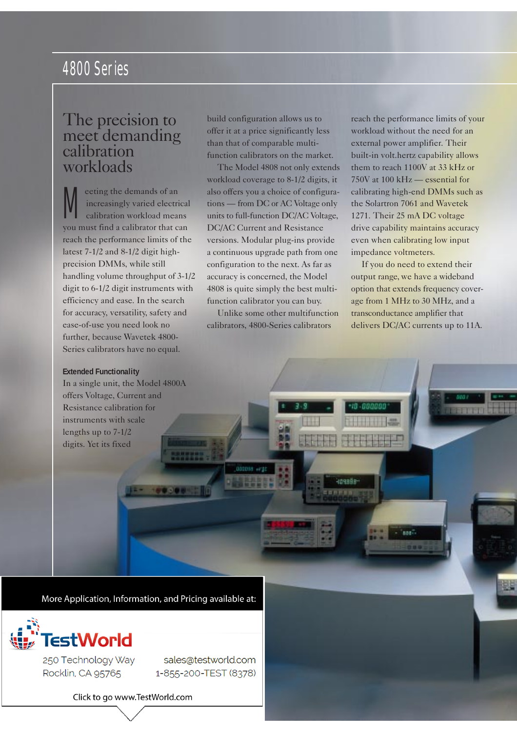# 4800 Series

## The precision to meet demanding calibration workloads

Meeting the demands of an increasingly varied electrical calibration workload means you must find a calibrator that can reach the performance limits of the latest 7-1/2 and 8-1/2 digit high-precision DMMs, while still handling volume throughput of 3-1/2 digit to 6-1/2 digit instruments with efficiency and ease. In the search for accuracy, versatility, safety and ease-of-use you need look no further, because Wavetek 4800-Series calibrators have no equal.

**Extended Functionality**

In a single unit, the Model 4800A offers Voltage, Current and Resistance calibration for instruments with scale lengths up to 7-1/2 digits. Yet its fixed build configuration allows us to offer it at a price significantly less than that of comparable multi-function calibrators on the market.

The Model 4808 not only extends workload coverage to 8-1/2 digits, it also offers you a choice of configurations — from DC or AC Voltage only units to full-function DC/AC Voltage, DC/AC Current and Resistance versions. Modular plug-ins provide a continuous upgrade path from one configuration to the next. As far as accuracy is concerned, the Model 4808 is quite simply the best multi-function calibrator you can buy.

Unlike some other multifunction calibrators, 4800-Series calibrators reach the performance limits of your workload without the need for an external power amplifier. Their built-in volt.hertz capability allows them to reach 1100V at 33 kHz or 750V at 100 kHz — essential for calibrating high-end DMMs such as the Solartron 7061 and Wavetek 1271. Their 25 mA DC voltage drive capability maintains accuracy even when calibrating low input impedance voltmeters.

If you do need to extend their output range, we have a wideband option that extends frequency coverage from 1 MHz to 30 MHz, and a transconductance amplifier that delivers DC/AC currents up to 11A.

More Application, Information, and Pricing available at:

TestWorld

250 Technology Way
Rocklin, CA 95765

sales@testworld.com
1-855-200-TEST (8378)

Click to go www.TestWorld.com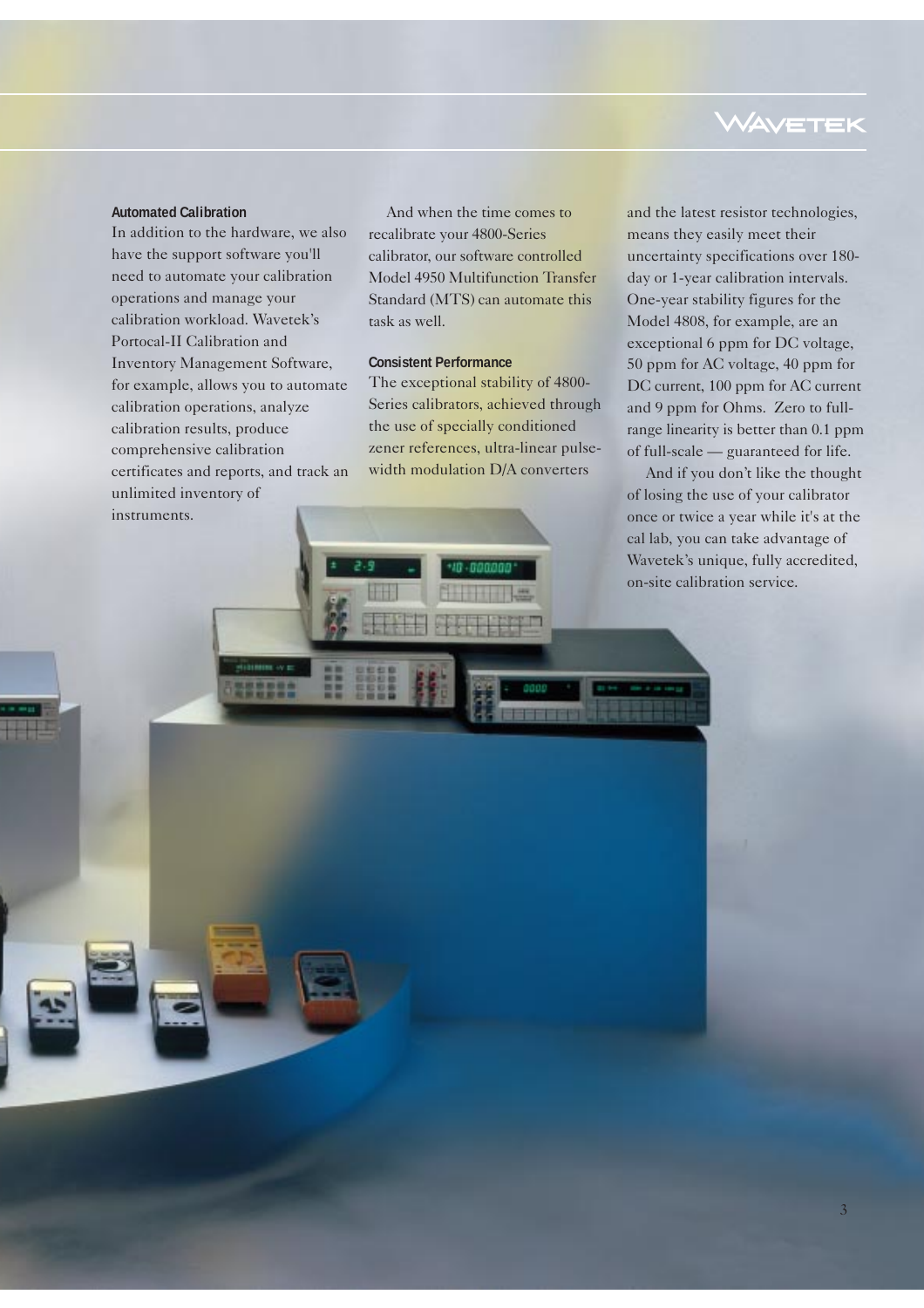### Automated Calibration

In addition to the hardware, we also have the support software you'll need to automate your calibration operations and manage your calibration workload. Wavetek's Portocal-II Calibration and Inventory Management Software, for example, allows you to automate calibration operations, analyze calibration results, produce comprehensive calibration certificates and reports, and track an unlimited inventory of instruments.

And when the time comes to recalibrate your 4800-Series calibrator, our software controlled Model 4950 Multifunction Transfer Standard (MTS) can automate this task as well.

### Consistent Performance

The exceptional stability of 4800-Series calibrators, achieved through the use of specially conditioned zener references, ultra-linear pulse-width modulation D/A converters and the latest resistor technologies, means they easily meet their uncertainty specifications over 180-day or 1-year calibration intervals. One-year stability figures for the Model 4808, for example, are an exceptional 6 ppm for DC voltage, 50 ppm for AC voltage, 40 ppm for DC current, 100 ppm for AC current and 9 ppm for Ohms. Zero to full-range linearity is better than 0.1 ppm of full-scale — guaranteed for life.

And if you don't like the thought of losing the use of your calibrator once or twice a year while it's at the cal lab, you can take advantage of Wavetek's unique, fully accredited, on-site calibration service.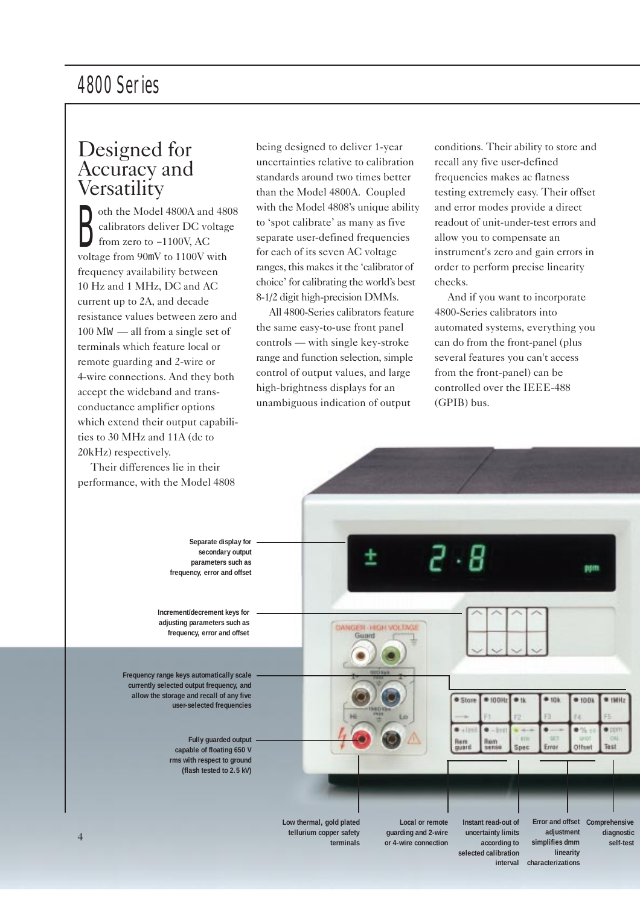## Designed for Accuracy and Versatility

Both the Model 4800A and 4808 calibrators deliver DC voltage from zero to ±1100V, AC voltage from 90mV to 1100V with frequency availability between 10 Hz and 1 MHz, DC and AC current up to 2A, and decade resistance values between zero and 100 MW — all from a single set of terminals which feature local or remote guarding and 2-wire or 4-wire connections. And they both accept the wideband and trans-conductance amplifier options which extend their output capabilities to 30 MHz and 11A (dc to 20kHz) respectively.

Their differences lie in their performance, with the Model 4808 being designed to deliver 1-year uncertainties relative to calibration standards around two times better than the Model 4800A. Coupled with the Model 4808's unique ability to 'spot calibrate' as many as five separate user-defined frequencies for each of its seven AC voltage ranges, this makes it the 'calibrator of choice' for calibrating the world's best 8-1/2 digit high-precision DMMs.

All 4800-Series calibrators feature the same easy-to-use front panel controls — with single key-stroke range and function selection, simple control of output values, and large high-brightness displays for an unambiguous indication of output conditions. Their ability to store and recall any five user-defined frequencies makes ac flatness testing extremely easy. Their offset and error modes provide a direct readout of unit-under-test errors and allow you to compensate an instrument's zero and gain errors in order to perform precise linearity checks.

And if you want to incorporate 4800-Series calibrators into automated systems, everything you can do from the front-panel (plus several features you can't access from the front-panel) can be controlled over the IEEE-488 (GPIB) bus.

**Separate display for secondary output parameters such as frequency, error and offset**

**Increment/decrement keys for adjusting parameters such as frequency, error and offset**

**Frequency range keys automatically scale currently selected output frequency, and allow the storage and recall of any five user-selected frequencies**

**Fully guarded output capable of floating 650 V rms with respect to ground (flash tested to 2.5 kV)**

**Low thermal, gold plated tellurium copper safety terminals**

**Local or remote guarding and 2-wire or 4-wire connection**

**Instant read-out of uncertainty limits according to selected calibration interval**

**Error and offset adjustment simplifies dmm linearity characterizations**

**Comprehensive diagnostic self-test**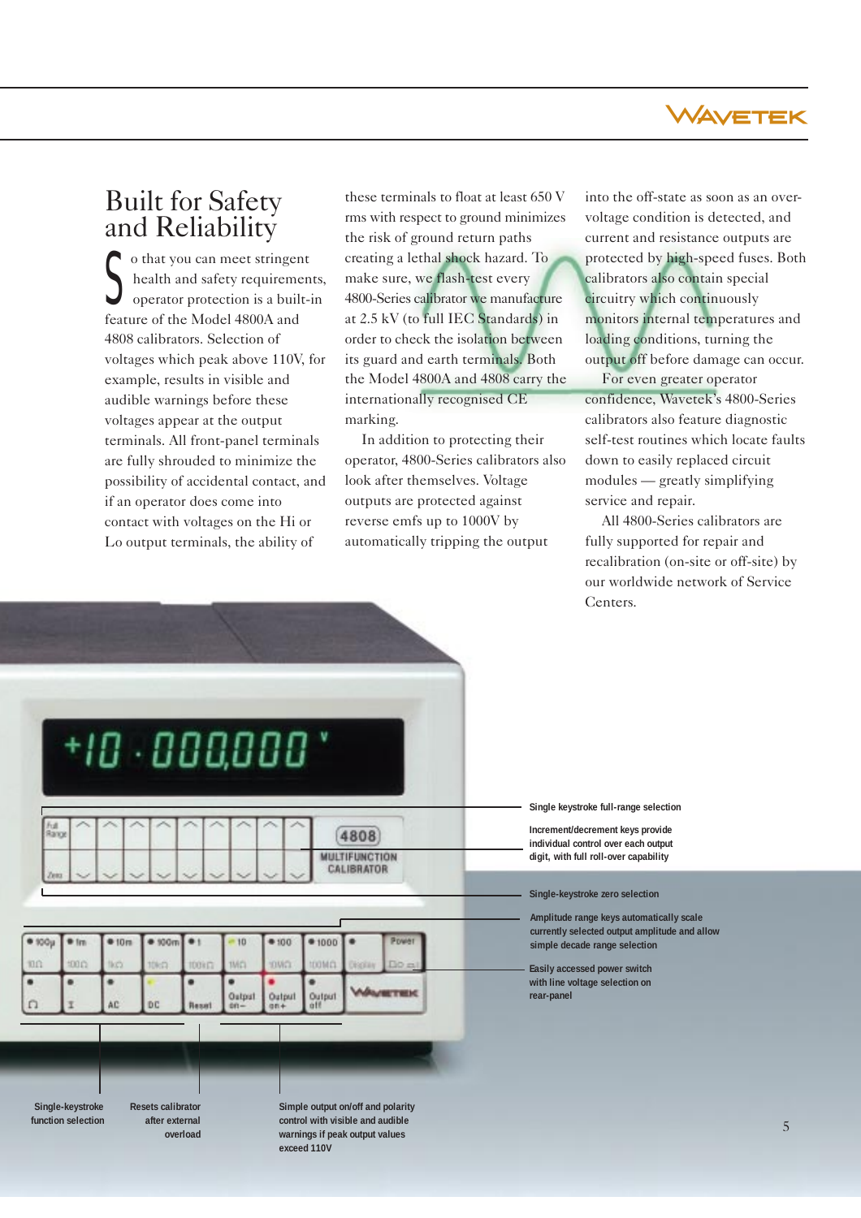# Built for Safety and Reliability

So that you can meet stringent health and safety requirements, operator protection is a built-in feature of the Model 4800A and 4808 calibrators. Selection of voltages which peak above 110V, for example, results in visible and audible warnings before these voltages appear at the output terminals. All front-panel terminals are fully shrouded to minimize the possibility of accidental contact, and if an operator does come into contact with voltages on the Hi or Lo output terminals, the ability of these terminals to float at least 650 V rms with respect to ground minimizes the risk of ground return paths creating a lethal shock hazard. To make sure, we flash-test every 4800-Series calibrator we manufacture at 2.5 kV (to full IEC Standards) in order to check the isolation between its guard and earth terminals. Both the Model 4800A and 4808 carry the internationally recognised CE marking.

In addition to protecting their operator, 4800-Series calibrators also look after themselves. Voltage outputs are protected against reverse emfs up to 1000V by automatically tripping the output into the off-state as soon as an over-voltage condition is detected, and current and resistance outputs are protected by high-speed fuses. Both calibrators also contain special circuitry which continuously monitors internal temperatures and loading conditions, turning the output off before damage can occur.

For even greater operator confidence, Wavetek's 4800-Series calibrators also feature diagnostic self-test routines which locate faults down to easily replaced circuit modules — greatly simplifying service and repair.

All 4800-Series calibrators are fully supported for repair and recalibration (on-site or off-site) by our worldwide network of Service Centers.

Single keystroke full-range selection

Increment/decrement keys provide individual control over each output digit, with full roll-over capability

Single-keystroke zero selection

Amplitude range keys automatically scale currently selected output amplitude and allow simple decade range selection

Easily accessed power switch with line voltage selection on rear-panel

Single-keystroke function selection

Resets calibrator after external overload

Simple output on/off and polarity control with visible and audible warnings if peak output values exceed 110V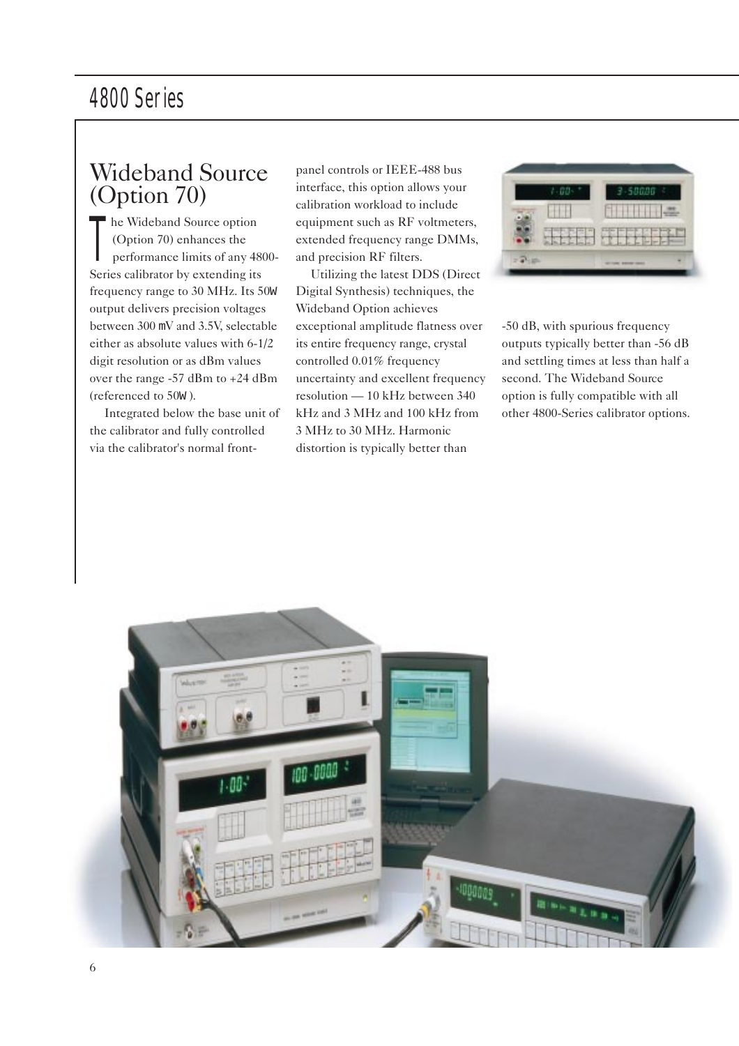## Wideband Source (Option 70)

The Wideband Source option (Option 70) enhances the performance limits of any 4800-Series calibrator by extending its frequency range to 30 MHz. Its 50Ω output delivers precision voltages between 300 μV and 3.5V, selectable either as absolute values with 6-1/2 digit resolution or as dBm values over the range -57 dBm to +24 dBm (referenced to 50Ω).

Integrated below the base unit of the calibrator and fully controlled via the calibrator's normal front-panel controls or IEEE-488 bus interface, this option allows your calibration workload to include equipment such as RF voltmeters, extended frequency range DMMs, and precision RF filters.

Utilizing the latest DDS (Direct Digital Synthesis) techniques, the Wideband Option achieves exceptional amplitude flatness over its entire frequency range, crystal controlled 0.01% frequency uncertainty and excellent frequency resolution — 10 kHz between 340 kHz and 3 MHz and 100 kHz from 3 MHz to 30 MHz. Harmonic distortion is typically better than -50 dB, with spurious frequency outputs typically better than -56 dB and settling times at less than half a second. The Wideband Source option is fully compatible with all other 4800-Series calibrator options.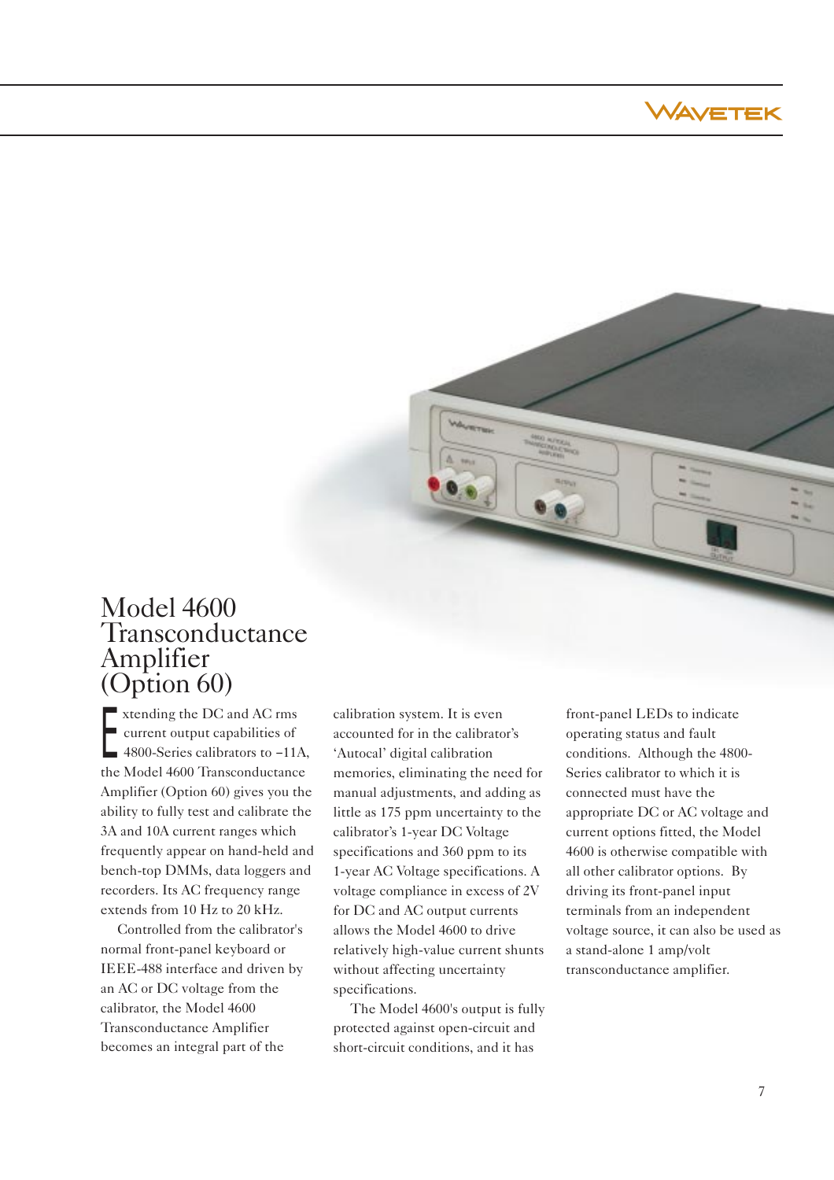# Model 4600 Transconductance Amplifier (Option 60)

Extending the DC and AC rms current output capabilities of 4800-Series calibrators to ~11A, the Model 4600 Transconductance Amplifier (Option 60) gives you the ability to fully test and calibrate the 3A and 10A current ranges which frequently appear on hand-held and bench-top DMMs, data loggers and recorders. Its AC frequency range extends from 10 Hz to 20 kHz.

Controlled from the calibrator's normal front-panel keyboard or IEEE-488 interface and driven by an AC or DC voltage from the calibrator, the Model 4600 Transconductance Amplifier becomes an integral part of the calibration system. It is even accounted for in the calibrator's 'Autocal' digital calibration memories, eliminating the need for manual adjustments, and adding as little as 175 ppm uncertainty to the calibrator's 1-year DC Voltage specifications and 360 ppm to its 1-year AC Voltage specifications. A voltage compliance in excess of 2V for DC and AC output currents allows the Model 4600 to drive relatively high-value current shunts without affecting uncertainty specifications.

The Model 4600's output is fully protected against open-circuit and short-circuit conditions, and it has front-panel LEDs to indicate operating status and fault conditions. Although the 4800-Series calibrator to which it is connected must have the appropriate DC or AC voltage and current options fitted, the Model 4600 is otherwise compatible with all other calibrator options. By driving its front-panel input terminals from an independent voltage source, it can also be used as a stand-alone 1 amp/volt transconductance amplifier.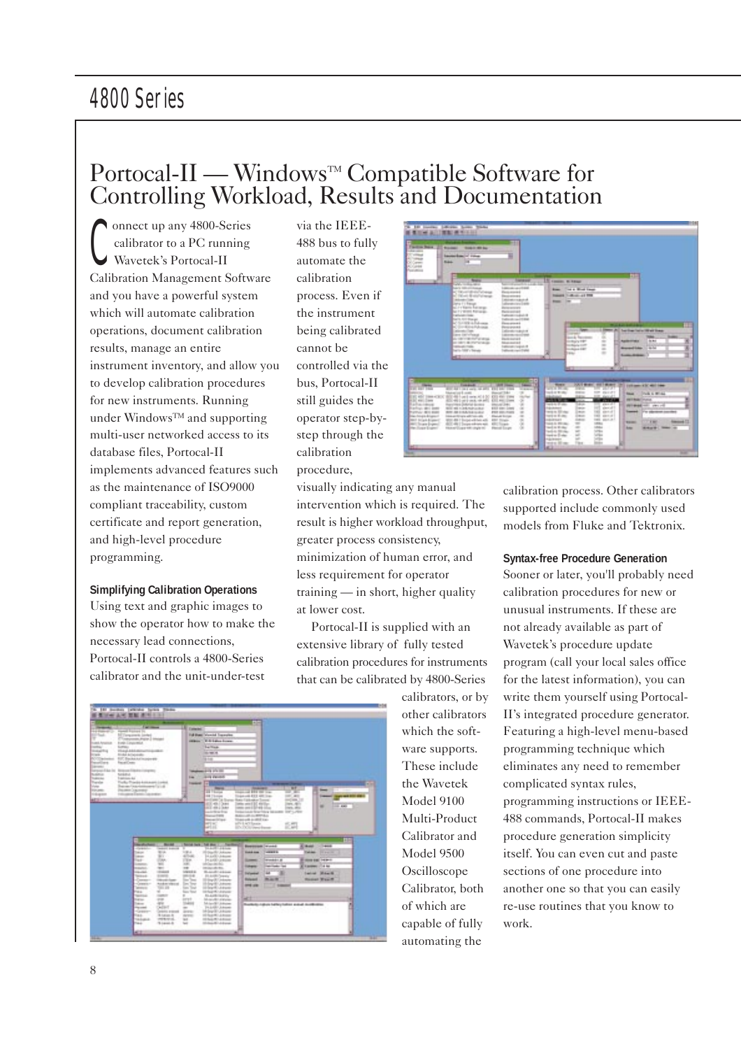# Portocal-II — Windows™ Compatible Software for Controlling Workload, Results and Documentation

Connect up any 4800-Series calibrator to a PC running Wavetek's Portocal-II Calibration Management Software and you have a powerful system which will automate calibration operations, document calibration results, manage an entire instrument inventory, and allow you to develop calibration procedures for new instruments. Running under Windows™ and supporting multi-user networked access to its database files, Portocal-II implements advanced features such as the maintenance of ISO9000 compliant traceability, custom certificate and report generation, and high-level procedure programming.

**Simplifying Calibration Operations**

Using text and graphic images to show the operator how to make the necessary lead connections, Portocal-II controls a 4800-Series calibrator and the unit-under-test via the IEEE-488 bus to fully automate the calibration process. Even if the instrument being calibrated cannot be controlled via the bus, Portocal-II still guides the operator step-by-step through the calibration procedure, visually indicating any manual intervention which is required. The result is higher workload throughput, greater process consistency, minimization of human error, and less requirement for operator training — in short, higher quality at lower cost.

Portocal-II is supplied with an extensive library of fully tested calibration procedures for instruments that can be calibrated by 4800-Series calibrators, or by other calibrators which the software supports. These include the Wavetek Model 9100 Multi-Product Calibrator and Model 9500 Oscilloscope Calibrator, both of which are capable of fully automating the calibration process. Other calibrators supported include commonly used models from Fluke and Tektronix.

**Syntax-free Procedure Generation**

Sooner or later, you'll probably need calibration procedures for new or unusual instruments. If these are not already available as part of Wavetek's procedure update program (call your local sales office for the latest information), you can write them yourself using Portocal-II's integrated procedure generator. Featuring a high-level menu-based programming technique which eliminates any need to remember complicated syntax rules, programming instructions or IEEE-488 commands, Portocal-II makes procedure generation simplicity itself. You can even cut and paste sections of one procedure into another one so that you can easily re-use routines that you know to work.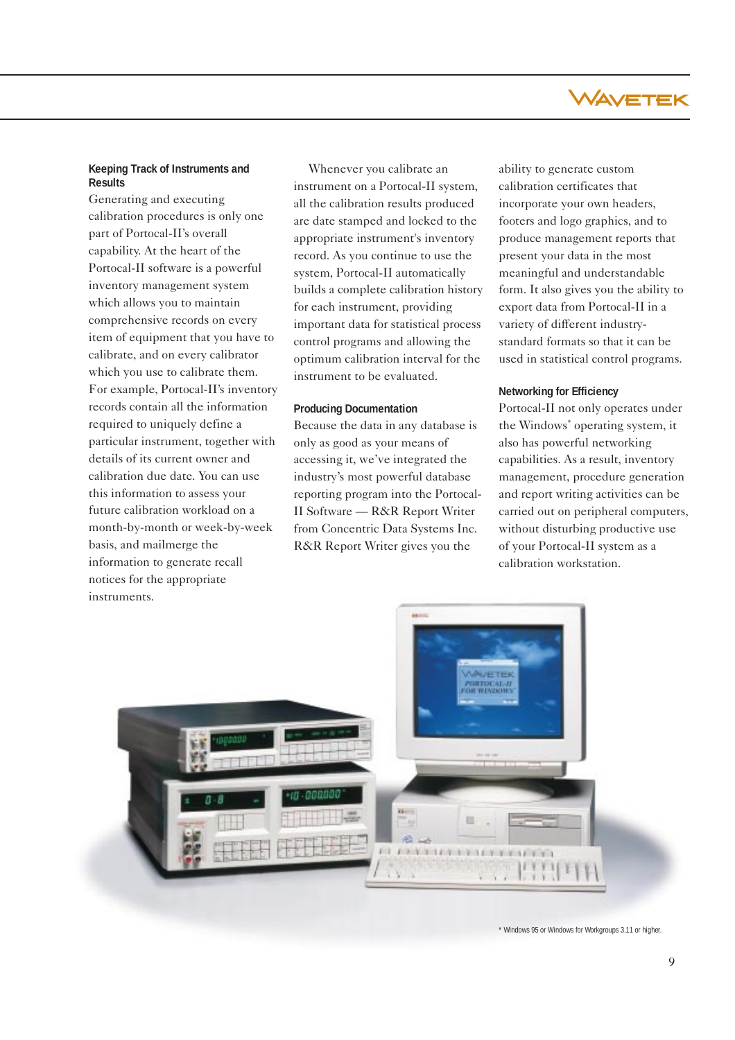### Keeping Track of Instruments and Results

Generating and executing calibration procedures is only one part of Portocal-II's overall capability. At the heart of the Portocal-II software is a powerful inventory management system which allows you to maintain comprehensive records on every item of equipment that you have to calibrate, and on every calibrator which you use to calibrate them. For example, Portocal-II's inventory records contain all the information required to uniquely define a particular instrument, together with details of its current owner and calibration due date. You can use this information to assess your future calibration workload on a month-by-month or week-by-week basis, and mailmerge the information to generate recall notices for the appropriate instruments.

Whenever you calibrate an instrument on a Portocal-II system, all the calibration results produced are date stamped and locked to the appropriate instrument's inventory record. As you continue to use the system, Portocal-II automatically builds a complete calibration history for each instrument, providing important data for statistical process control programs and allowing the optimum calibration interval for the instrument to be evaluated.

### Producing Documentation

Because the data in any database is only as good as your means of accessing it, we've integrated the industry's most powerful database reporting program into the Portocal-II Software — R&R Report Writer from Concentric Data Systems Inc. R&R Report Writer gives you the ability to generate custom calibration certificates that incorporate your own headers, footers and logo graphics, and to produce management reports that present your data in the most meaningful and understandable form. It also gives you the ability to export data from Portocal-II in a variety of different industry-standard formats so that it can be used in statistical control programs.

### Networking for Efficiency

Portocal-II not only operates under the Windows* operating system, it also has powerful networking capabilities. As a result, inventory management, procedure generation and report writing activities can be carried out on peripheral computers, without disturbing productive use of your Portocal-II system as a calibration workstation.

\* Windows 95 or Windows for Workgroups 3.11 or higher.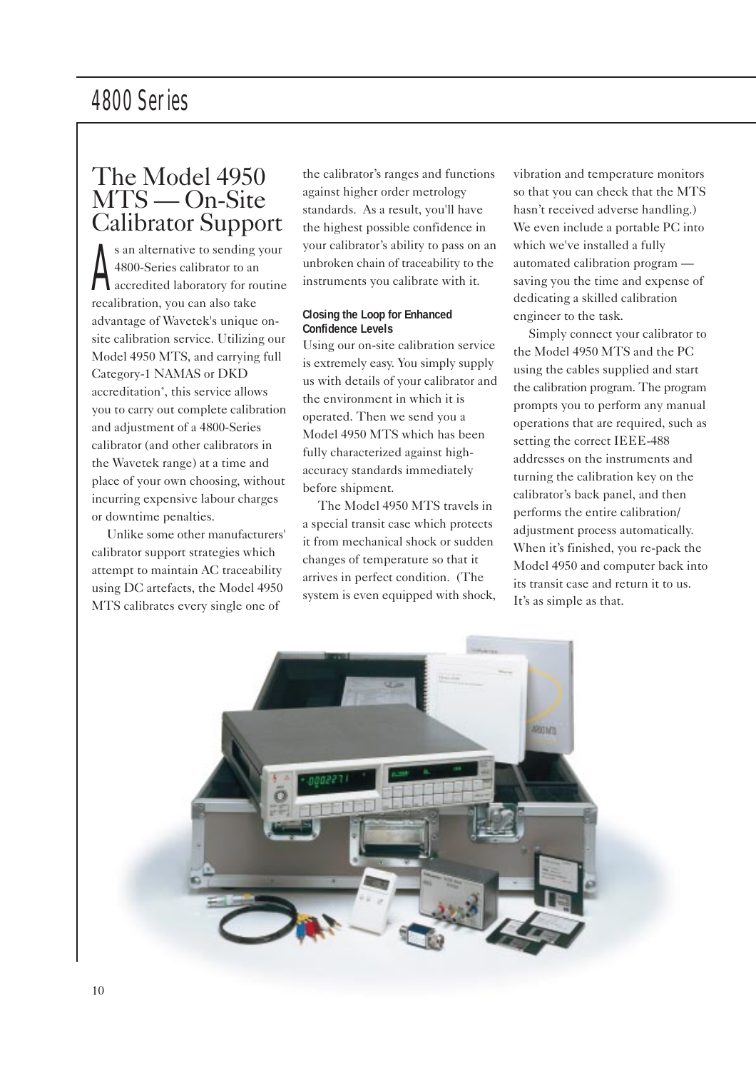## The Model 4950 MTS — On-Site Calibrator Support

As an alternative to sending your 4800-Series calibrator to an accredited laboratory for routine recalibration, you can also take advantage of Wavetek's unique on-site calibration service. Utilizing our Model 4950 MTS, and carrying full Category-1 NAMAS or DKD accreditation*, this service allows you to carry out complete calibration and adjustment of a 4800-Series calibrator (and other calibrators in the Wavetek range) at a time and place of your own choosing, without incurring expensive labour charges or downtime penalties.

Unlike some other manufacturers' calibrator support strategies which attempt to maintain AC traceability using DC artefacts, the Model 4950 MTS calibrates every single one of the calibrator's ranges and functions against higher order metrology standards. As a result, you'll have the highest possible confidence in your calibrator's ability to pass on an unbroken chain of traceability to the instruments you calibrate with it.

### Closing the Loop for Enhanced Confidence Levels

Using our on-site calibration service is extremely easy. You simply supply us with details of your calibrator and the environment in which it is operated. Then we send you a Model 4950 MTS which has been fully characterized against high-accuracy standards immediately before shipment.

The Model 4950 MTS travels in a special transit case which protects it from mechanical shock or sudden changes of temperature so that it arrives in perfect condition. (The system is even equipped with shock, vibration and temperature monitors so that you can check that the MTS hasn't received adverse handling.) We even include a portable PC into which we've installed a fully automated calibration program — saving you the time and expense of dedicating a skilled calibration engineer to the task.

Simply connect your calibrator to the Model 4950 MTS and the PC using the cables supplied and start the calibration program. The program prompts you to perform any manual operations that are required, such as setting the correct IEEE-488 addresses on the instruments and turning the calibration key on the calibrator's back panel, and then performs the entire calibration/adjustment process automatically. When it's finished, you re-pack the Model 4950 and computer back into its transit case and return it to us. It's as simple as that.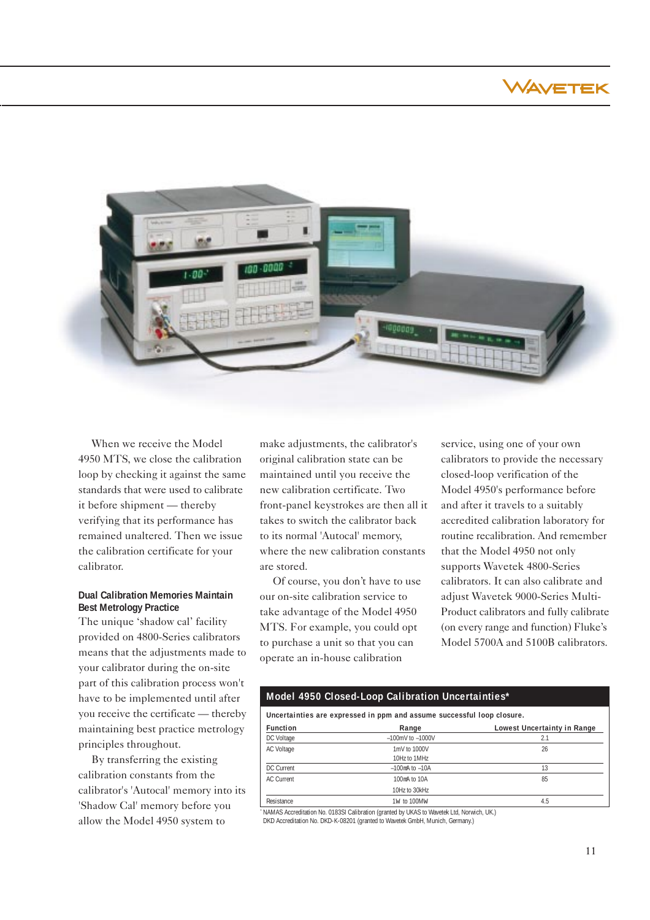When we receive the Model 4950 MTS, we close the calibration loop by checking it against the same standards that were used to calibrate it before shipment — thereby verifying that its performance has remained unaltered. Then we issue the calibration certificate for your calibrator.

### Dual Calibration Memories Maintain Best Metrology Practice

The unique 'shadow cal' facility provided on 4800-Series calibrators means that the adjustments made to your calibrator during the on-site part of this calibration process won't have to be implemented until after you receive the certificate — thereby maintaining best practice metrology principles throughout.

By transferring the existing calibration constants from the calibrator's 'Autocal' memory into its 'Shadow Cal' memory before you allow the Model 4950 system to make adjustments, the calibrator's original calibration state can be maintained until you receive the new calibration certificate. Two front-panel keystrokes are then all it takes to switch the calibrator back to its normal 'Autocal' memory, where the new calibration constants are stored.

Of course, you don't have to use our on-site calibration service to take advantage of the Model 4950 MTS. For example, you could opt to purchase a unit so that you can operate an in-house calibration service, using one of your own calibrators to provide the necessary closed-loop verification of the Model 4950's performance before and after it travels to a suitably accredited calibration laboratory for routine recalibration. And remember that the Model 4950 not only supports Wavetek 4800-Series calibrators. It can also calibrate and adjust Wavetek 9000-Series Multi-Product calibrators and fully calibrate (on every range and function) Fluke's Model 5700A and 5100B calibrators.

**Model 4950 Closed-Loop Calibration Uncertainties***

Uncertainties are expressed in ppm and assume successful loop closure.

| Function | Range | Lowest Uncertainty in Range |
|---|---|---|
| DC Voltage | ±100mV to ±1000V | 2.1 |
| AC Voltage | 1mV to 1000V<br>10Hz to 1MHz | 26 |
| DC Current | ±100mA to ±10A | 13 |
| AC Current | 100mA to 10A<br>10Hz to 30kHz | 85 |
| Resistance | 1W to 100MW | 4.5 |

* NAMAS Accreditation No. 0183SI Calibration (granted by UKAS to Wavetek Ltd, Norwich, UK.)
DKD Accreditation No. DKD-K-08201 (granted to Wavetek GmbH, Munich, Germany.)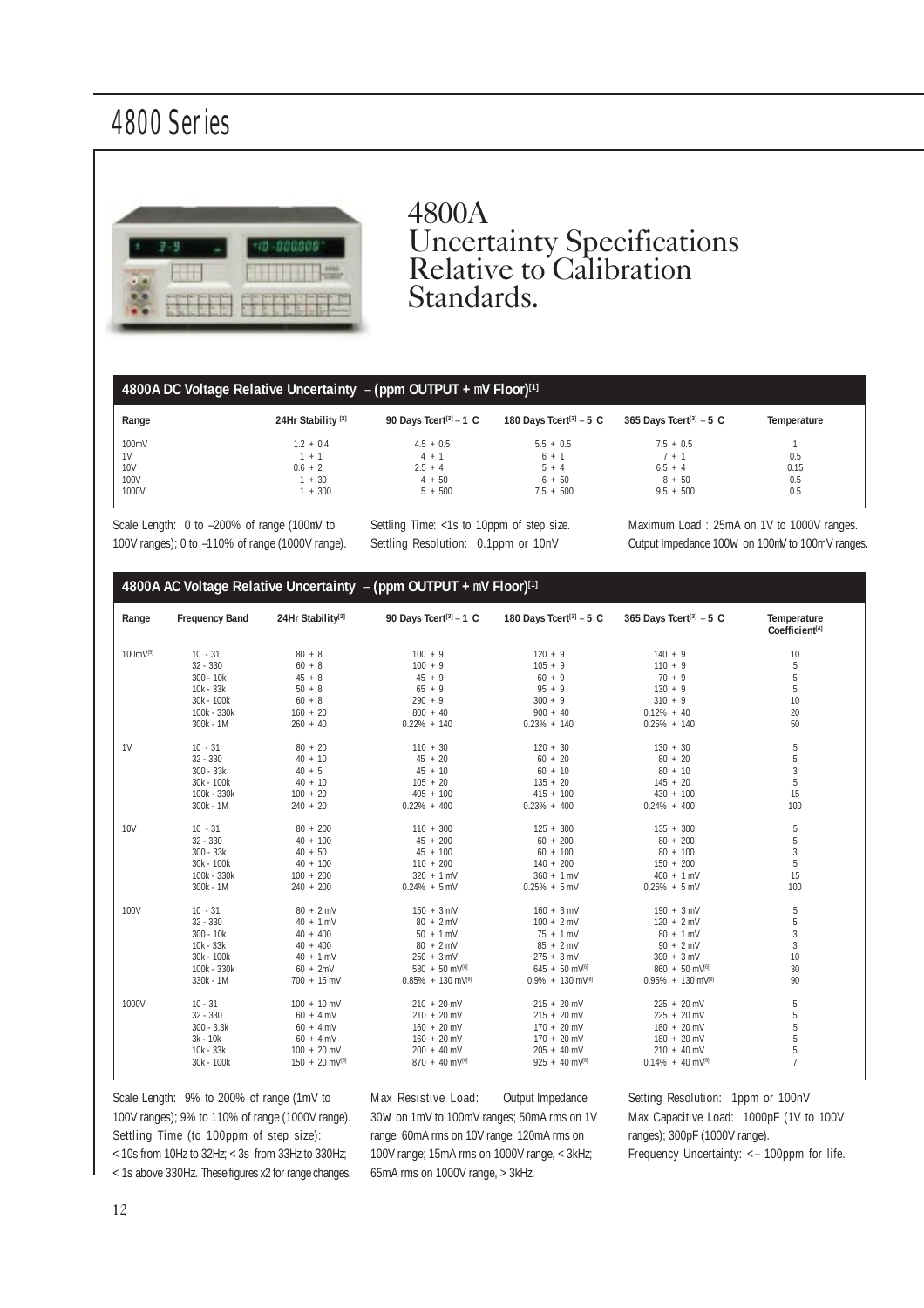# 4800 Series

# 4800A Uncertainty Specifications Relative to Calibration Standards.

## 4800A DC Voltage Relative Uncertainty – (ppm OUTPUT + mV Floor)[1]

| Range | 24Hr Stability [2] | 90 Days Tcert[3] – 1 C | 180 Days Tcert[3] – 5 C | 365 Days Tcert[3] – 5 C | Temperature |
|---|---|---|---|---|---|
| 100mV | 1.2 + 0.4 | 4.5 + 0.5 | 5.5 + 0.5 | 7.5 + 0.5 | 1 |
| 1V | 1 + 1 | 4 + 1 | 6 + 1 | 7 + 1 | 0.5 |
| 10V | 0.6 + 2 | 2.5 + 4 | 5 + 4 | 6.5 + 4 | 0.15 |
| 100V | 1 + 30 | 4 + 50 | 6 + 50 | 8 + 50 | 0.5 |
| 1000V | 1 + 300 | 5 + 500 | 7.5 + 500 | 9.5 + 500 | 0.5 |

Scale Length: 0 to –200% of range (100mV to 100V ranges); 0 to –110% of range (1000V range).

Settling Time: <1s to 10ppm of step size. Settling Resolution: 0.1ppm or 10nV

Maximum Load : 25mA on 1V to 1000V ranges. Output Impedance 100W on 100mV to 100mV ranges.

## 4800A AC Voltage Relative Uncertainty – (ppm OUTPUT + mV Floor)[1]

| Range | Frequency Band | 24Hr Stability[2] | 90 Days Tcert[3] – 1 C | 180 Days Tcert[3] – 5 C | 365 Days Tcert[3] – 5 C | Temperature Coefficient[4] |
|---|---|---|---|---|---|---|
| 100mV[5] | 10 - 31 | 80 + 8 | 100 + 9 | 120 + 9 | 140 + 9 | 10 |
| | 32 - 330 | 60 + 8 | 100 + 9 | 105 + 9 | 110 + 9 | 5 |
| | 300 - 10k | 45 + 8 | 45 + 9 | 60 + 9 | 70 + 9 | 5 |
| | 10k - 33k | 50 + 8 | 65 + 9 | 95 + 9 | 130 + 9 | 5 |
| | 30k - 100k | 60 + 8 | 290 + 9 | 300 + 9 | 310 + 9 | 10 |
| | 100k - 330k | 160 + 20 | 800 + 40 | 900 + 40 | 0.12% + 40 | 20 |
| | 300k - 1M | 260 + 40 | 0.22% + 140 | 0.23% + 140 | 0.25% + 140 | 50 |
| 1V | 10 - 31 | 80 + 20 | 110 + 30 | 120 + 30 | 130 + 30 | 5 |
| | 32 - 330 | 40 + 10 | 45 + 20 | 60 + 20 | 80 + 20 | 5 |
| | 300 - 33k | 40 + 5 | 45 + 10 | 60 + 10 | 80 + 10 | 3 |
| | 30k - 100k | 40 + 10 | 105 + 20 | 135 + 20 | 145 + 20 | 5 |
| | 100k - 330k | 100 + 20 | 405 + 100 | 415 + 100 | 430 + 100 | 15 |
| | 300k - 1M | 240 + 20 | 0.22% + 400 | 0.23% + 400 | 0.24% + 400 | 100 |
| 10V | 10 - 31 | 80 + 200 | 110 + 300 | 125 + 300 | 135 + 300 | 5 |
| | 32 - 330 | 40 + 100 | 45 + 200 | 60 + 200 | 80 + 200 | 5 |
| | 300 - 33k | 40 + 50 | 45 + 100 | 60 + 100 | 80 + 100 | 3 |
| | 30k - 100k | 40 + 100 | 110 + 200 | 140 + 200 | 150 + 200 | 5 |
| | 100k - 330k | 100 + 200 | 320 + 1 mV | 360 + 1 mV | 400 + 1 mV | 15 |
| | 300k - 1M | 240 + 200 | 0.24% + 5 mV | 0.25% + 5 mV | 0.26% + 5 mV | 100 |
| 100V | 10 - 31 | 80 + 2 mV | 150 + 3 mV | 160 + 3 mV | 190 + 3 mV | 5 |
| | 32 - 330 | 40 + 1 mV | 80 + 2 mV | 100 + 2 mV | 120 + 2 mV | 5 |
| | 300 - 10k | 40 + 400 | 50 + 1 mV | 75 + 1 mV | 80 + 1 mV | 3 |
| | 10k - 33k | 40 + 400 | 80 + 2 mV | 85 + 2 mV | 90 + 2 mV | 3 |
| | 30k - 100k | 40 + 1 mV | 250 + 3 mV | 275 + 3 mV | 300 + 3 mV | 10 |
| | 100k - 330k | 60 + 2mV | 580 + 50 mV[6] | 645 + 50 mV[6] | 860 + 50 mV[6] | 30 |
| | 330k - 1M | 700 + 15 mV | 0.85% + 130 mV[6] | 0.9% + 130 mV[6] | 0.95% + 130 mV[6] | 90 |
| 1000V | 10 - 31 | 100 + 10 mV | 210 + 20 mV | 215 + 20 mV | 225 + 20 mV | 5 |
| | 32 - 330 | 60 + 4 mV | 210 + 20 mV | 215 + 20 mV | 225 + 20 mV | 5 |
| | 300 - 3.3k | 60 + 4 mV | 160 + 20 mV | 170 + 20 mV | 180 + 20 mV | 5 |
| | 3k - 10k | 60 + 4 mV | 160 + 20 mV | 170 + 20 mV | 180 + 20 mV | 5 |
| | 10k - 33k | 100 + 20 mV | 200 + 40 mV | 205 + 40 mV | 210 + 40 mV | 5 |
| | 30k - 100k | 150 + 20 mV[6] | 870 + 40 mV[6] | 925 + 40 mV[6] | 0.14% + 40 mV[6] | 7 |

Scale Length: 9% to 200% of range (1mV to 100V ranges); 9% to 110% of range (1000V range). Settling Time (to 100ppm of step size): < 10s from 10Hz to 32Hz; < 3s from 33Hz to 330Hz; < 1s above 330Hz. These figures x2 for range changes.

Max Resistive Load: Output Impedance 30W on 1mV to 100mV ranges; 50mA rms on 1V range; 60mA rms on 10V range; 120mA rms on 100V range; 15mA rms on 1000V range, < 3kHz; 65mA rms on 1000V range, > 3kHz.

Setting Resolution: 1ppm or 100nV. Max Capacitive Load: 1000pF (1V to 100V ranges); 300pF (1000V range). Frequency Uncertainty: <– 100ppm for life.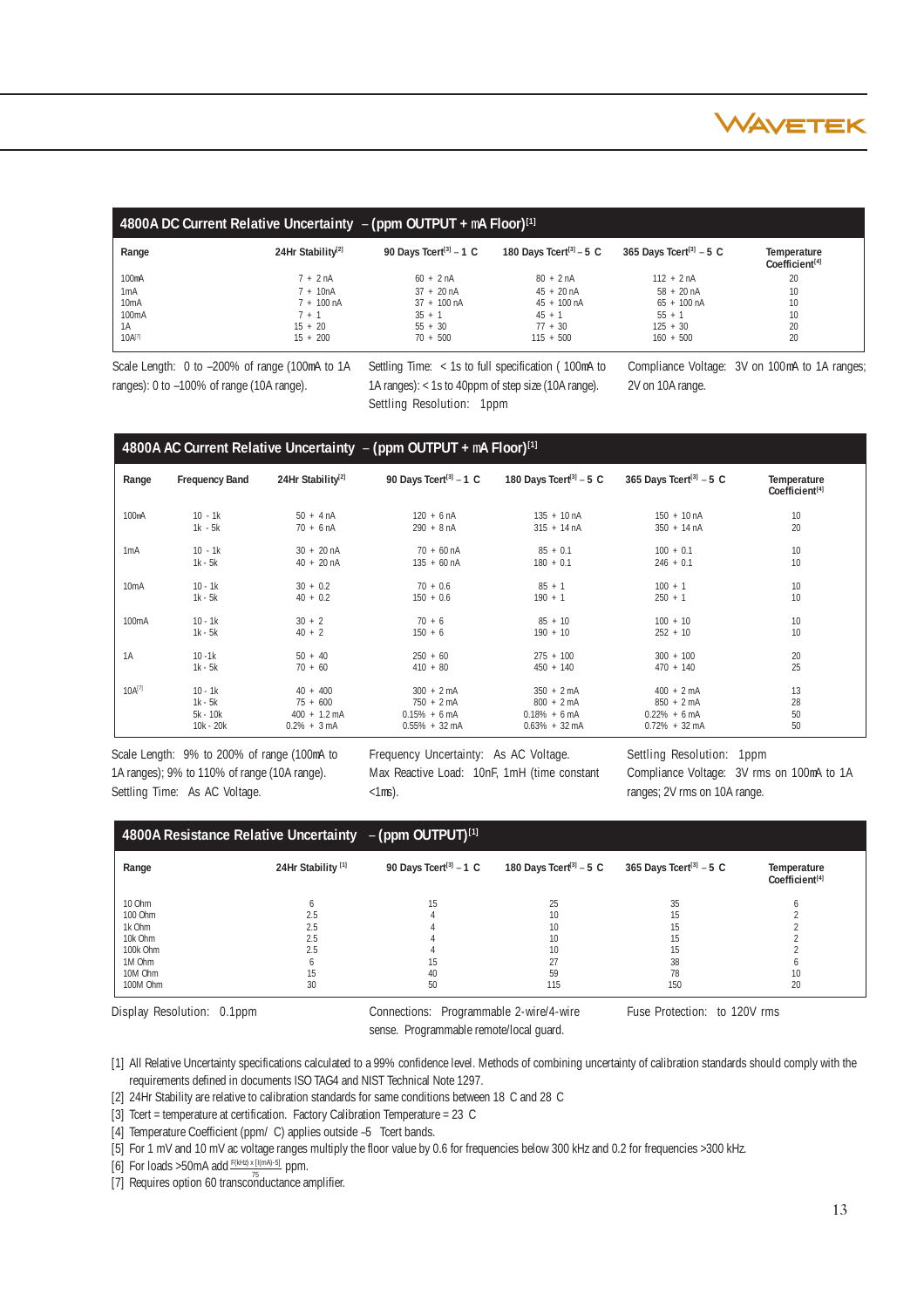## 4800A DC Current Relative Uncertainty – (ppm OUTPUT + mA Floor)[1]

| Range | 24Hr Stability[2] | 90 Days Tcert[3] – 1 C | 180 Days Tcert[3] – 5 C | 365 Days Tcert[3] – 5 C | Temperature Coefficient[4] |
|---|---|---|---|---|---|
| 100mA | 7 + 2 nA | 60 + 2 nA | 80 + 2 nA | 112 + 2 nA | 20 |
| 1mA | 7 + 10nA | 37 + 20 nA | 45 + 20 nA | 58 + 20 nA | 10 |
| 10mA | 7 + 100 nA | 37 + 100 nA | 45 + 100 nA | 65 + 100 nA | 10 |
| 100mA | 7 + 1 | 35 + 1 | 45 + 1 | 55 + 1 | 10 |
| 1A | 15 + 20 | 55 + 30 | 77 + 30 | 125 + 30 | 20 |
| 10A[7] | 15 + 200 | 70 + 500 | 115 + 500 | 160 + 500 | 20 |

Scale Length: 0 to –200% of range (100mA to 1A ranges): 0 to –100% of range (10A range).

Settling Time: < 1s to full specification ( 100mA to 1A ranges): < 1s to 40ppm of step size (10A range).
Settling Resolution: 1ppm

Compliance Voltage: 3V on 100mA to 1A ranges; 2V on 10A range.

## 4800A AC Current Relative Uncertainty – (ppm OUTPUT + mA Floor)[1]

| Range | Frequency Band | 24Hr Stability[2] | 90 Days Tcert[3] – 1 C | 180 Days Tcert[3] – 5 C | 365 Days Tcert[3] – 5 C | Temperature Coefficient[4] |
|---|---|---|---|---|---|---|
| 100mA | 10 - 1k | 50 + 4 nA | 120 + 6 nA | 135 + 10 nA | 150 + 10 nA | 10 |
| | 1k - 5k | 70 + 6 nA | 290 + 8 nA | 315 + 14 nA | 350 + 14 nA | 20 |
| 1mA | 10 - 1k | 30 + 20 nA | 70 + 60 nA | 85 + 0.1 | 100 + 0.1 | 10 |
| | 1k - 5k | 40 + 20 nA | 135 + 60 nA | 180 + 0.1 | 246 + 0.1 | 10 |
| 10mA | 10 - 1k | 30 + 0.2 | 70 + 0.6 | 85 + 1 | 100 + 1 | 10 |
| | 1k - 5k | 40 + 0.2 | 150 + 0.6 | 190 + 1 | 250 + 1 | 10 |
| 100mA | 10 - 1k | 30 + 2 | 70 + 6 | 85 + 10 | 100 + 10 | 10 |
| | 1k - 5k | 40 + 2 | 150 + 6 | 190 + 10 | 252 + 10 | 10 |
| 1A | 10 -1k | 50 + 40 | 250 + 60 | 275 + 100 | 300 + 100 | 20 |
| | 1k - 5k | 70 + 60 | 410 + 80 | 450 + 140 | 470 + 140 | 25 |
| 10A[7] | 10 - 1k | 40 + 400 | 300 + 2 mA | 350 + 2 mA | 400 + 2 mA | 13 |
| | 1k - 5k | 75 + 600 | 750 + 2 mA | 800 + 2 mA | 850 + 2 mA | 28 |
| | 5k - 10k | 400 + 1.2 mA | 0.15% + 6 mA | 0.18% + 6 mA | 0.22% + 6 mA | 50 |
| | 10k - 20k | 0.2% + 3 mA | 0.55% + 32 mA | 0.63% + 32 mA | 0.72% + 32 mA | 50 |

Scale Length: 9% to 200% of range (100mA to 1A ranges); 9% to 110% of range (10A range).
Settling Time: As AC Voltage.

Frequency Uncertainty: As AC Voltage.
Max Reactive Load: 10nF, 1mH (time constant <1ms).

Settling Resolution: 1ppm
Compliance Voltage: 3V rms on 100mA to 1A ranges; 2V rms on 10A range.

## 4800A Resistance Relative Uncertainty – (ppm OUTPUT)[1]

| Range | 24Hr Stability [1] | 90 Days Tcert[3] – 1 C | 180 Days Tcert[3] – 5 C | 365 Days Tcert[3] – 5 C | Temperature Coefficient[4] |
|---|---|---|---|---|---|
| 10 Ohm | 6 | 15 | 25 | 35 | 6 |
| 100 Ohm | 2.5 | 4 | 10 | 15 | 2 |
| 1k Ohm | 2.5 | 4 | 10 | 15 | 2 |
| 10k Ohm | 2.5 | 4 | 10 | 15 | 2 |
| 100k Ohm | 2.5 | 4 | 10 | 15 | 2 |
| 1M Ohm | 6 | 15 | 27 | 38 | 6 |
| 10M Ohm | 15 | 40 | 59 | 78 | 10 |
| 100M Ohm | 30 | 50 | 115 | 150 | 20 |

Display Resolution: 0.1ppm

Connections: Programmable 2-wire/4-wire sense. Programmable remote/local guard.

Fuse Protection: to 120V rms

[1] All Relative Uncertainty specifications calculated to a 99% confidence level. Methods of combining uncertainty of calibration standards should comply with the requirements defined in documents ISO TAG4 and NIST Technical Note 1297.
[2] 24Hr Stability are relative to calibration standards for same conditions between 18 C and 28 C
[3] Tcert = temperature at certification. Factory Calibration Temperature = 23 C
[4] Temperature Coefficient (ppm/ C) applies outside –5 Tcert bands.
[5] For 1 mV and 10 mV ac voltage ranges multiply the floor value by 0.6 for frequencies below 300 kHz and 0.2 for frequencies >300 kHz.
[6] For loads >50mA add $\frac{F(kHz) \times [I(mA)-5]}{75}$ ppm.
[7] Requires option 60 transconductance amplifier.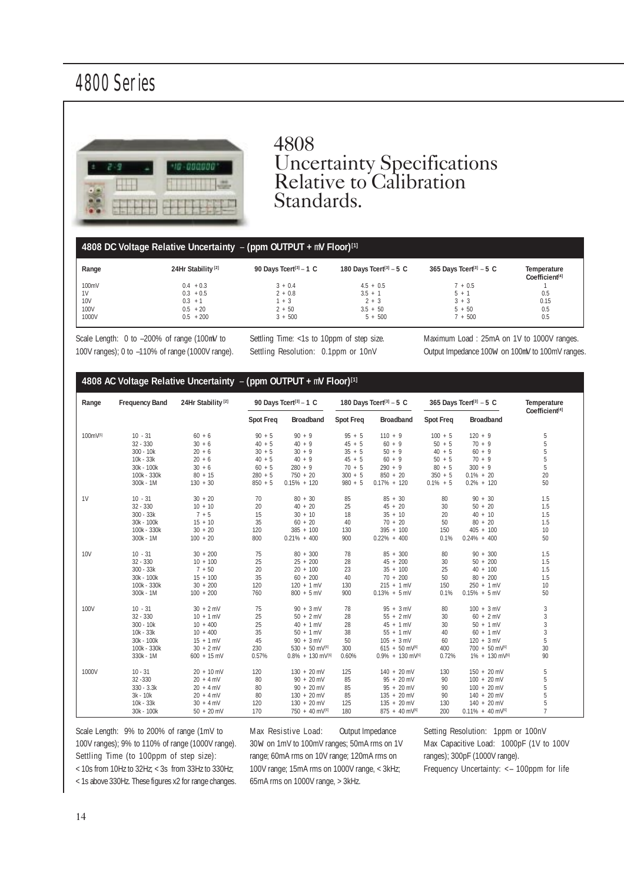# 4800 Series

## 4808 Uncertainty Specifications Relative to Calibration Standards.

### 4808 DC Voltage Relative Uncertainty – (ppm OUTPUT + mV Floor)[1]

| Range | 24Hr Stability [2] | 90 Days Tcert[3] – 1 C | 180 Days Tcert[3] – 5 C | 365 Days Tcert[3] – 5 C | Temperature Coefficient[4] |
|---|---|---|---|---|---|
| 100mV | 0.4 + 0.3 | 3 + 0.4 | 4.5 + 0.5 | 7 + 0.5 | 1 |
| 1V | 0.3 + 0.5 | 2 + 0.8 | 3.5 + 1 | 5 + 1 | 0.5 |
| 10V | 0.3 + 1 | 1 + 3 | 2 + 3 | 3 + 3 | 0.15 |
| 100V | 0.5 + 20 | 2 + 50 | 3.5 + 50 | 5 + 50 | 0.5 |
| 1000V | 0.5 + 200 | 3 + 500 | 5 + 500 | 7 + 500 | 0.5 |

Scale Length: 0 to –200% of range (100mV to 100V ranges); 0 to –110% of range (1000V range).

Settling Time: <1s to 10ppm of step size. Settling Resolution: 0.1ppm or 10nV

Maximum Load : 25mA on 1V to 1000V ranges. Output Impedance 100W on 100mV to 100mV ranges.

### 4808 AC Voltage Relative Uncertainty – (ppm OUTPUT + mV Floor)[1]

| Range | Frequency Band | 24Hr Stability [2] | 90 Days Tcert[3] – 1 C | | 180 Days Tcert[3] – 5 C | | 365 Days Tcert[3] – 5 C | | Temperature Coefficient[4] |
|---|---|---|---|---|---|---|---|---|---|
| | | | Spot Freq | Broadband | Spot Freq | Broadband | Spot Freq | Broadband | |
| 100mV[5] | 10 - 31 | 60 + 6 | 90 + 5 | 90 + 9 | 95 + 5 | 110 + 9 | 100 + 5 | 120 + 9 | 5 |
| | 32 - 330 | 30 + 6 | 40 + 5 | 40 + 9 | 45 + 5 | 60 + 9 | 50 + 5 | 70 + 9 | 5 |
| | 300 - 10k | 20 + 6 | 30 + 5 | 30 + 9 | 35 + 5 | 50 + 9 | 40 + 5 | 60 + 9 | 5 |
| | 10k - 33k | 20 + 6 | 40 + 5 | 40 + 9 | 45 + 5 | 60 + 9 | 50 + 5 | 70 + 9 | 5 |
| | 30k - 100k | 30 + 6 | 60 + 5 | 280 + 9 | 70 + 5 | 290 + 9 | 80 + 5 | 300 + 9 | 5 |
| | 100k - 330k | 80 + 15 | 280 + 5 | 750 + 20 | 300 + 5 | 850 + 20 | 350 + 5 | 0.1% + 20 | 20 |
| | 300k - 1M | 130 + 30 | 850 + 5 | 0.15% + 120 | 980 + 5 | 0.17% + 120 | 0.1% + 5 | 0.2% + 120 | 50 |
| 1V | 10 - 31 | 30 + 20 | 70 | 80 + 30 | 85 | 85 + 30 | 80 | 90 + 30 | 1.5 |
| | 32 - 330 | 10 + 10 | 20 | 40 + 20 | 25 | 45 + 20 | 30 | 50 + 20 | 1.5 |
| | 300 - 33k | 7 + 5 | 15 | 30 + 10 | 18 | 35 + 10 | 20 | 40 + 10 | 1.5 |
| | 30k - 100k | 15 + 10 | 35 | 60 + 20 | 40 | 70 + 20 | 50 | 80 + 20 | 1.5 |
| | 100k - 330k | 30 + 20 | 120 | 385 + 100 | 130 | 395 + 100 | 150 | 405 + 100 | 10 |
| | 300k - 1M | 100 + 20 | 800 | 0.21% + 400 | 900 | 0.22% + 400 | 0.1% | 0.24% + 400 | 50 |
| 10V | 10 - 31 | 30 + 200 | 75 | 80 + 300 | 78 | 85 + 300 | 80 | 90 + 300 | 1.5 |
| | 32 - 330 | 10 + 100 | 25 | 25 + 200 | 28 | 45 + 200 | 30 | 50 + 200 | 1.5 |
| | 300 - 33k | 7 + 50 | 20 | 20 + 100 | 23 | 35 + 100 | 25 | 40 + 100 | 1.5 |
| | 30k - 100k | 15 + 100 | 35 | 60 + 200 | 40 | 70 + 200 | 50 | 80 + 200 | 1.5 |
| | 100k - 330k | 30 + 200 | 120 | 120 + 1 mV | 130 | 215 + 1 mV | 150 | 250 + 1 mV | 10 |
| | 300k - 1M | 100 + 200 | 760 | 800 + 5 mV | 900 | 0.13% + 5 mV | 0.1% | 0.15% + 5 mV | 50 |
| 100V | 10 - 31 | 30 + 2 mV | 75 | 90 + 3 mV | 78 | 95 + 3 mV | 80 | 100 + 3 mV | 3 |
| | 32 - 330 | 10 + 1 mV | 25 | 50 + 2 mV | 28 | 55 + 2 mV | 30 | 60 + 2 mV | 3 |
| | 300 - 10k | 10 + 400 | 25 | 40 + 1 mV | 28 | 45 + 1 mV | 30 | 50 + 1 mV | 3 |
| | 10k - 33k | 10 + 400 | 35 | 50 + 1 mV | 38 | 55 + 1 mV | 40 | 60 + 1 mV | 3 |
| | 30k - 100k | 15 + 1 mV | 45 | 90 + 3 mV | 50 | 105 + 3 mV | 60 | 120 + 3 mV | 5 |
| | 100k - 330k | 30 + 2 mV | 230 | 530 + 50 mV[6] | 300 | 615 + 50 mV[6] | 400 | 700 + 50 mV[6] | 30 |
| | 330k - 1M | 600 + 15 mV | 0.57% | 0.8% + 130 mV[6] | 0.60% | 0.9% + 130 mV[6] | 0.72% | 1% + 130 mV[6] | 90 |
| 1000V | 10 - 31 | 20 + 10 mV | 120 | 130 + 20 mV | 125 | 140 + 20 mV | 130 | 150 + 20 mV | 5 |
| | 32 -330 | 20 + 4 mV | 80 | 90 + 20 mV | 85 | 95 + 20 mV | 90 | 100 + 20 mV | 5 |
| | 330 - 3.3k | 20 + 4 mV | 80 | 90 + 20 mV | 85 | 95 + 20 mV | 90 | 100 + 20 mV | 5 |
| | 3k - 10k | 20 + 4 mV | 80 | 130 + 20 mV | 85 | 135 + 20 mV | 90 | 140 + 20 mV | 5 |
| | 10k - 33k | 30 + 4 mV | 120 | 130 + 20 mV | 125 | 135 + 20 mV | 130 | 140 + 20 mV | 5 |
| | 30k - 100k | 50 + 20 mV | 170 | 750 + 40 mV[6] | 180 | 875 + 40 mV[6] | 200 | 0.11% + 40 mV[6] | 7 |

Scale Length: 9% to 200% of range (1mV to 100V ranges); 9% to 110% of range (1000V range).
Settling Time (to 100ppm of step size):
< 10s from 10Hz to 32Hz; < 3s from 33Hz to 330Hz;
< 1s above 330Hz. These figures x2 for range changes.

Max Resistive Load: Output Impedance 30W on 1mV to 100mV ranges; 50mA rms on 1V range; 60mA rms on 10V range; 120mA rms on 100V range; 15mA rms on 1000V range, < 3kHz; 65mA rms on 1000V range, > 3kHz.

Setting Resolution: 1ppm or 100nV
Max Capacitive Load: 1000pF (1V to 100V ranges); 300pF (1000V range).
Frequency Uncertainty: <– 100ppm for life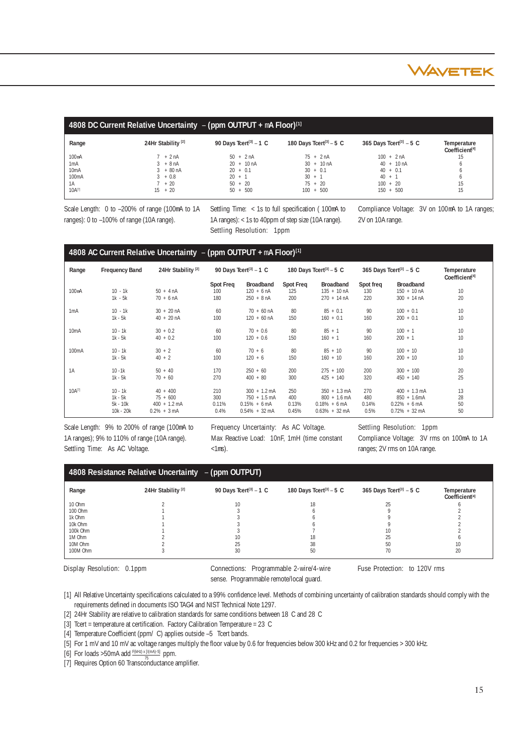## 4808 DC Current Relative Uncertainty – (ppm OUTPUT + mA Floor)[1]

| Range | 24Hr Stability [2] | 90 Days Tcert[3] – 1 C | 180 Days Tcert[3] – 5 C | 365 Days Tcert[3] – 5 C | Temperature Coefficient[4] |
|---|---|---|---|---|---|
| 100mA | 7 + 2 nA | 50 + 2 nA | 75 + 2 nA | 100 + 2 nA | 15 |
| 1mA | 3 + 8 nA | 20 + 10 nA | 30 + 10 nA | 40 + 10 nA | 6 |
| 10mA | 3 + 80 nA | 20 + 0.1 | 30 + 0.1 | 40 + 0.1 | 6 |
| 100mA | 3 + 0.8 | 20 + 1 | 30 + 1 | 40 + 1 | 6 |
| 1A | 7 + 20 | 50 + 20 | 75 + 20 | 100 + 20 | 15 |
| 10A[7] | 15 + 20 | 50 + 500 | 100 + 500 | 150 + 500 | 15 |

Scale Length: 0 to –200% of range (100mA to 1A ranges): 0 to –100% of range (10A range).

Settling Time: < 1s to full specification ( 100mA to 1A ranges): < 1s to 40ppm of step size (10A range).

Settling Resolution: 1ppm

Compliance Voltage: 3V on 100mA to 1A ranges; 2V on 10A range.

## 4808 AC Current Relative Uncertainty – (ppm OUTPUT + mA Floor)[1]

| Range | Frequency Band | 24Hr Stability [2] | 90 Days Tcert[3] – 1 C | | 180 Days Tcert[3] – 5 C | | 365 Days Tcert[3] – 5 C | | Temperature Coefficient[4] |
|---|---|---|---|---|---|---|---|---|---|
| | | | Spot Freq | Broadband | Spot Freq | Broadband | Spot freq | Broadband | |
| 100mA | 10 - 1k | 50 + 4 nA | 100 | 120 + 6 nA | 125 | 135 + 10 nA | 130 | 150 + 10 nA | 10 |
| | 1k - 5k | 70 + 6 nA | 180 | 250 + 8 nA | 200 | 270 + 14 nA | 220 | 300 + 14 nA | 20 |
| 1mA | 10 - 1k | 30 + 20 nA | 60 | 70 + 60 nA | 80 | 85 + 0.1 | 90 | 100 + 0.1 | 10 |
| | 1k - 5k | 40 + 20 nA | 100 | 120 + 60 nA | 150 | 160 + 0.1 | 160 | 200 + 0.1 | 10 |
| 10mA | 10 - 1k | 30 + 0.2 | 60 | 70 + 0.6 | 80 | 85 + 1 | 90 | 100 + 1 | 10 |
| | 1k - 5k | 40 + 0.2 | 100 | 120 + 0.6 | 150 | 160 + 1 | 160 | 200 + 1 | 10 |
| 100mA | 10 - 1k | 30 + 2 | 60 | 70 + 6 | 80 | 85 + 10 | 90 | 100 + 10 | 10 |
| | 1k - 5k | 40 + 2 | 100 | 120 + 6 | 150 | 160 + 10 | 160 | 200 + 10 | 10 |
| 1A | 10 -1k | 50 + 40 | 170 | 250 + 60 | 200 | 275 + 100 | 200 | 300 + 100 | 20 |
| | 1k - 5k | 70 + 60 | 270 | 400 + 80 | 300 | 425 + 140 | 320 | 450 + 140 | 25 |
| 10A[7] | 10 - 1k | 40 + 400 | 210 | 300 + 1.2 mA | 250 | 350 + 1.3 mA | 270 | 400 + 1.3 mA | 13 |
| | 1k - 5k | 75 + 600 | 300 | 750 + 1.5 mA | 400 | 800 + 1.6 mA | 480 | 850 + 1.6mA | 28 |
| | 5k - 10k | 400 + 1.2 mA | 0.11% | 0.15% + 6 mA | 0.13% | 0.18% + 6 mA | 0.14% | 0.22% + 6 mA | 50 |
| | 10k - 20k | 0.2% + 3 mA | 0.4% | 0.54% + 32 mA | 0.45% | 0.63% + 32 mA | 0.5% | 0.72% + 32 mA | 50 |

Scale Length: 9% to 200% of range (100mA to 1A ranges); 9% to 110% of range (10A range).

Settling Time: As AC Voltage.

Frequency Uncertainty: As AC Voltage.

Max Reactive Load: 10nF, 1mH (time constant <1ms).

Settling Resolution: 1ppm

Compliance Voltage: 3V rms on 100mA to 1A ranges; 2V rms on 10A range.

## 4808 Resistance Relative Uncertainty – (ppm OUTPUT)

| Range | 24Hr Stability [2] | 90 Days Tcert[3] – 1 C | 180 Days Tcert[3] – 5 C | 365 Days Tcert[3] – 5 C | Temperature Coefficient[4] |
|---|---|---|---|---|---|
| 10 Ohm | 2 | 10 | 18 | 25 | 6 |
| 100 Ohm | 1 | 3 | 6 | 9 | 2 |
| 1k Ohm | 1 | 3 | 6 | 9 | 2 |
| 10k Ohm | 1 | 3 | 6 | 9 | 2 |
| 100k Ohm | 1 | 3 | 7 | 10 | 2 |
| 1M Ohm | 2 | 10 | 18 | 25 | 6 |
| 10M Ohm | 2 | 25 | 38 | 50 | 10 |
| 100M Ohm | 3 | 30 | 50 | 70 | 20 |

Display Resolution: 0.1ppm

Connections: Programmable 2-wire/4-wire sense. Programmable remote/local guard.

Fuse Protection: to 120V rms

[1] All Relative Uncertainty specifications calculated to a 99% confidence level. Methods of combining uncertainty of calibration standards should comply with the requirements defined in documents ISO TAG4 and NIST Technical Note 1297.

[2] 24Hr Stability are relative to calibration standards for same conditions between 18 C and 28 C

[3] Tcert = temperature at certification. Factory Calibration Temperature = 23 C

[4] Temperature Coefficient (ppm/ C) applies outside –5 Tcert bands.

[5] For 1 mV and 10 mV ac voltage ranges multiply the floor value by 0.6 for frequencies below 300 kHz and 0.2 for frequencies > 300 kHz.

[6] For loads >50mA add $\frac{F(kHz) \times [I(mA)-5]}{75}$ ppm.

[7] Requires Option 60 Transconductance amplifier.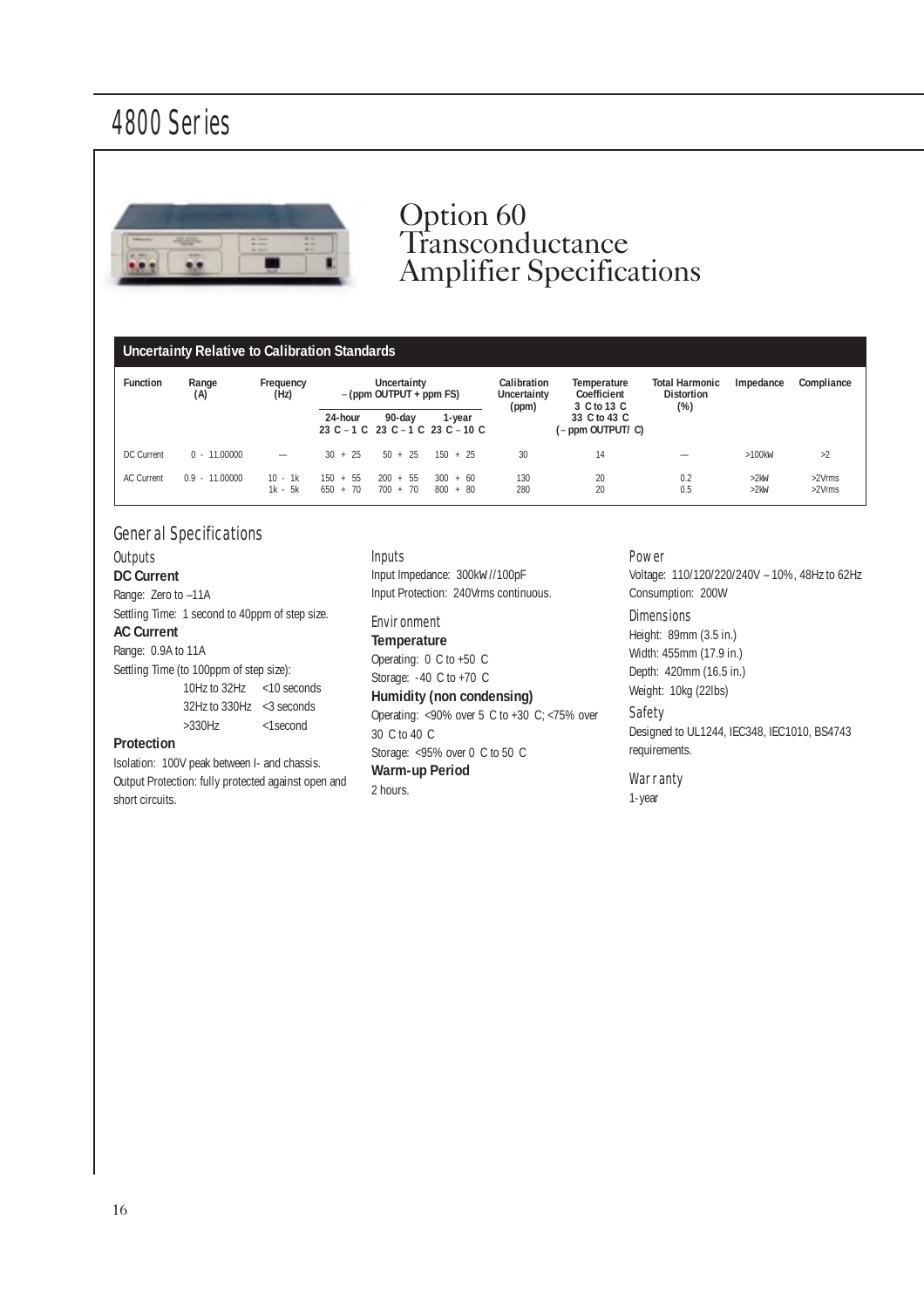# 4800 Series

# Option 60 Transconductance Amplifier Specifications

**Uncertainty Relative to Calibration Standards**

| Function | Range (A) | Frequency (Hz) | Uncertainty ± (ppm OUTPUT + ppm FS) | | | Calibration Uncertainty (ppm) | Temperature Coefficient 3 C to 13 C 33 C to 43 C (± ppm OUTPUT/ C) | Total Harmonic Distortion (%) | Impedance | Compliance |
|---|---|---|---|---|---|---|---|---|---|---|
| | | | 24-hour 23 C ± 1 C | 90-day 23 C ± 1 C | 1-year 23 C ± 10 C | | | | | |
| DC Current | 0 - 11.00000 | — | 30 + 25 | 50 + 25 | 150 + 25 | 30 | 14 | — | >100kW | >2 |
| AC Current | 0.9 - 11.00000 | 10 - 1k | 150 + 55 | 200 + 55 | 300 + 60 | 130 | 20 | 0.2 | >2kW | >2Vrms |
| | | 1k - 5k | 650 + 70 | 700 + 70 | 800 + 80 | 280 | 20 | 0.5 | >2kW | >2Vrms |

## General Specifications

### Outputs

**DC Current**

Range: Zero to ±11A

Settling Time: 1 second to 40ppm of step size.

**AC Current**

Range: 0.9A to 11A

Settling Time (to 100ppm of step size):

| | |
|---|---|
| 10Hz to 32Hz | <10 seconds |
| 32Hz to 330Hz | <3 seconds |
| >330Hz | <1second |

**Protection**

Isolation: 100V peak between I- and chassis.

Output Protection: fully protected against open and short circuits.

### Inputs

Input Impedance: 300kW//100pF

Input Protection: 240Vrms continuous.

### Environment

**Temperature**

Operating: 0 C to +50 C

Storage: -40 C to +70 C

**Humidity (non condensing)**

Operating: <90% over 5 C to +30 C; <75% over 30 C to 40 C

Storage: <95% over 0 C to 50 C

**Warm-up Period**

2 hours.

### Power

Voltage: 110/120/220/240V ± 10%, 48Hz to 62Hz

Consumption: 200W

### Dimensions

Height: 89mm (3.5 in.)

Width: 455mm (17.9 in.)

Depth: 420mm (16.5 in.)

Weight: 10kg (22lbs)

### Safety

Designed to UL1244, IEC348, IEC1010, BS4743 requirements.

### Warranty

1-year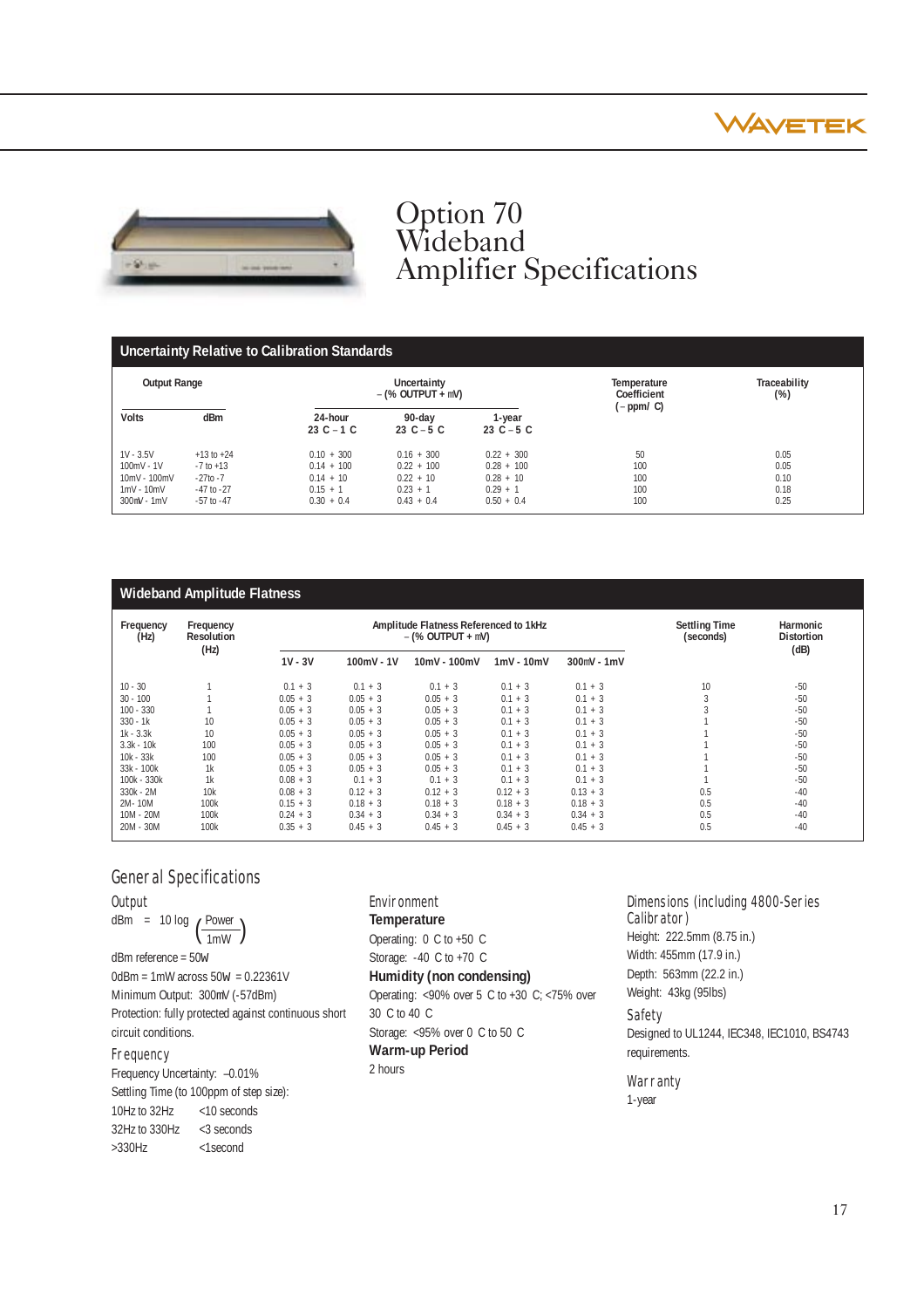# Option 70 Wideband Amplifier Specifications

## Uncertainty Relative to Calibration Standards

| Output Range | | Uncertainty ± (% OUTPUT + mV) | | | Temperature Coefficient (± ppm/°C) | Traceability (%) |
|---|---|---|---|---|---|---|
| Volts | dBm | 24-hour 23°C ± 1°C | 90-day 23°C ± 5°C | 1-year 23°C ± 5°C | | |
| 1V - 3.5V | +13 to +24 | 0.10 + 300 | 0.16 + 300 | 0.22 + 300 | 50 | 0.05 |
| 100mV - 1V | -7 to +13 | 0.14 + 100 | 0.22 + 100 | 0.28 + 100 | 100 | 0.05 |
| 10mV - 100mV | -27to -7 | 0.14 + 10 | 0.22 + 10 | 0.28 + 10 | 100 | 0.10 |
| 1mV - 10mV | -47 to -27 | 0.15 + 1 | 0.23 + 1 | 0.29 + 1 | 100 | 0.18 |
| 300mV - 1mV | -57 to -47 | 0.30 + 0.4 | 0.43 + 0.4 | 0.50 + 0.4 | 100 | 0.25 |

## Wideband Amplitude Flatness

| Frequency (Hz) | Frequency Resolution (Hz) | Amplitude Flatness Referenced to 1kHz ± (% OUTPUT + mV) | | | | | Settling Time (seconds) | Harmonic Distortion (dB) |
|---|---|---|---|---|---|---|---|---|
| | | 1V - 3V | 100mV - 1V | 10mV - 100mV | 1mV - 10mV | 300mV - 1mV | | |
| 10 - 30 | 1 | 0.1 + 3 | 0.1 + 3 | 0.1 + 3 | 0.1 + 3 | 0.1 + 3 | 10 | -50 |
| 30 - 100 | 1 | 0.05 + 3 | 0.05 + 3 | 0.05 + 3 | 0.1 + 3 | 0.1 + 3 | 3 | -50 |
| 100 - 330 | 1 | 0.05 + 3 | 0.05 + 3 | 0.05 + 3 | 0.1 + 3 | 0.1 + 3 | 3 | -50 |
| 330 - 1k | 10 | 0.05 + 3 | 0.05 + 3 | 0.05 + 3 | 0.1 + 3 | 0.1 + 3 | 1 | -50 |
| 1k - 3.3k | 10 | 0.05 + 3 | 0.05 + 3 | 0.05 + 3 | 0.1 + 3 | 0.1 + 3 | 1 | -50 |
| 3.3k - 10k | 100 | 0.05 + 3 | 0.05 + 3 | 0.05 + 3 | 0.1 + 3 | 0.1 + 3 | 1 | -50 |
| 10k - 33k | 100 | 0.05 + 3 | 0.05 + 3 | 0.05 + 3 | 0.1 + 3 | 0.1 + 3 | 1 | -50 |
| 33k - 100k | 1k | 0.05 + 3 | 0.05 + 3 | 0.05 + 3 | 0.1 + 3 | 0.1 + 3 | 1 | -50 |
| 100k - 330k | 1k | 0.08 + 3 | 0.1 + 3 | 0.1 + 3 | 0.1 + 3 | 0.1 + 3 | 1 | -50 |
| 330k - 2M | 10k | 0.08 + 3 | 0.12 + 3 | 0.12 + 3 | 0.12 + 3 | 0.13 + 3 | 0.5 | -40 |
| 2M- 10M | 100k | 0.15 + 3 | 0.18 + 3 | 0.18 + 3 | 0.18 + 3 | 0.18 + 3 | 0.5 | -40 |
| 10M - 20M | 100k | 0.24 + 3 | 0.34 + 3 | 0.34 + 3 | 0.34 + 3 | 0.34 + 3 | 0.5 | -40 |
| 20M - 30M | 100k | 0.35 + 3 | 0.45 + 3 | 0.45 + 3 | 0.45 + 3 | 0.45 + 3 | 0.5 | -40 |

## General Specifications

### Output

$$\text{dBm} = 10\log\left(\frac{\text{Power}}{1\text{mW}}\right)$$

dBm reference = 50W

0dBm = 1mW across 50W = 0.22361V

Minimum Output: 300mV (-57dBm)

Protection: fully protected against continuous short circuit conditions.

### Frequency

Frequency Uncertainty: ±0.01%

Settling Time (to 100ppm of step size):

| | |
|---|---|
| 10Hz to 32Hz | <10 seconds |
| 32Hz to 330Hz | <3 seconds |
| >330Hz | <1second |

### Environment

**Temperature**

Operating: 0°C to +50°C

Storage: -40°C to +70°C

**Humidity (non condensing)**

Operating: <90% over 5°C to +30°C; <75% over 30°C to 40°C

Storage: <95% over 0°C to 50°C

**Warm-up Period**

2 hours

### Dimensions (including 4800-Series Calibrator)

Height: 222.5mm (8.75 in.)

Width: 455mm (17.9 in.)

Depth: 563mm (22.2 in.)

Weight: 43kg (95lbs)

### Safety

Designed to UL1244, IEC348, IEC1010, BS4743 requirements.

### Warranty

1-year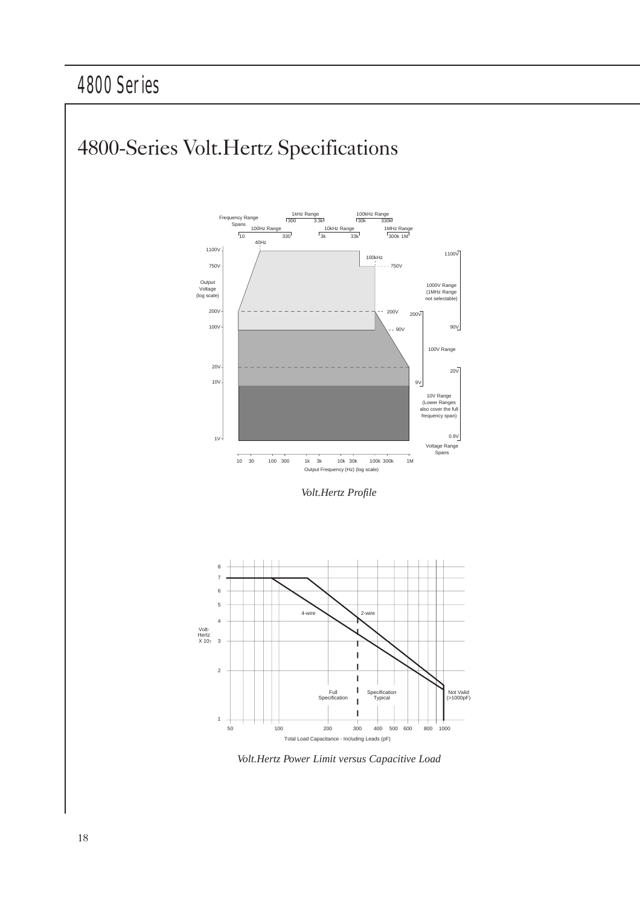# 4800-Series Volt.Hertz Specifications

*Volt.Hertz Profile*

*Volt.Hertz Power Limit versus Capacitive Load*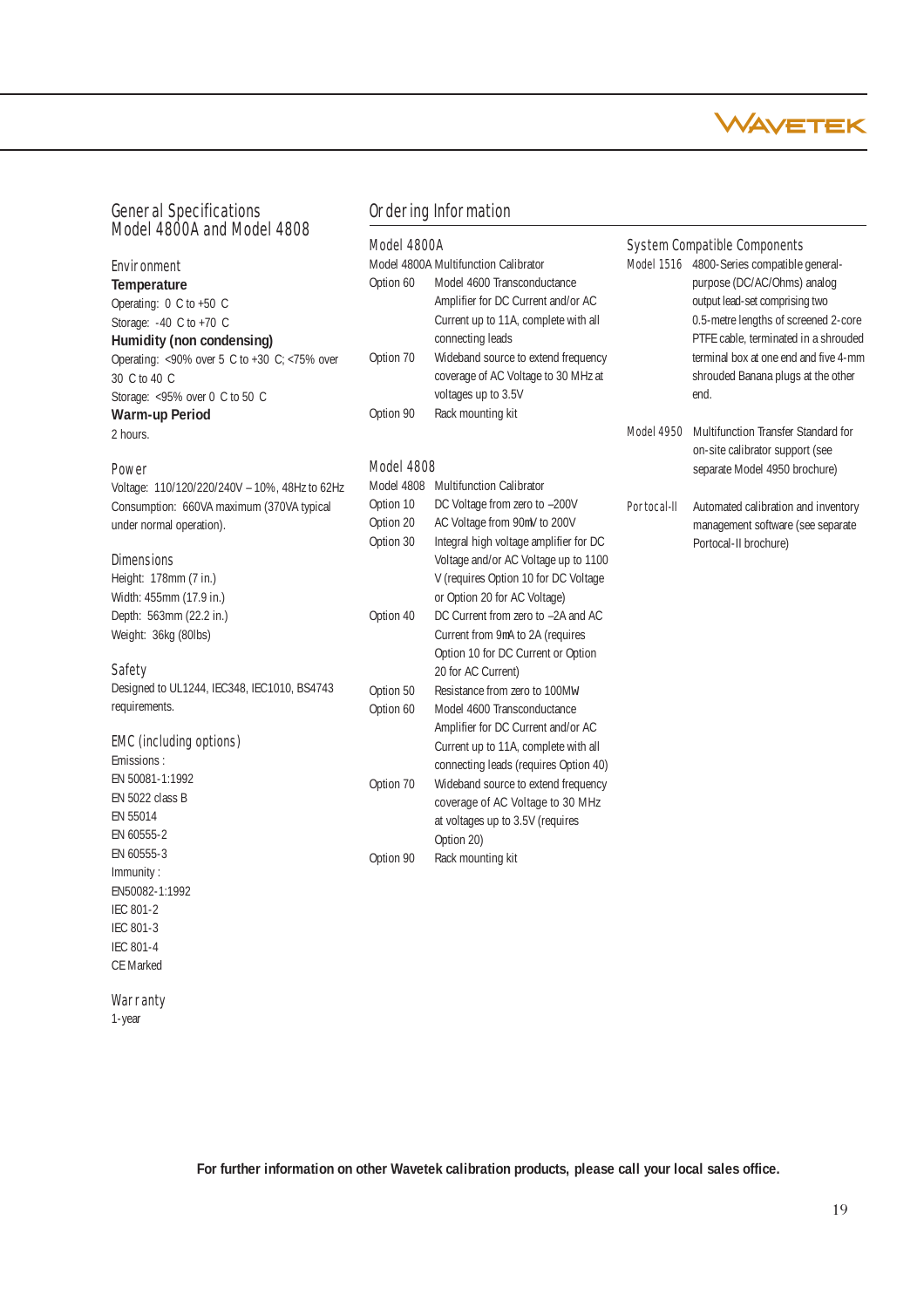## General Specifications
## Model 4800A and Model 4808

### Environment

**Temperature**

Operating: 0 C to +50 C

Storage: -40 C to +70 C

**Humidity (non condensing)**

Operating: <90% over 5 C to +30 C; <75% over 30 C to 40 C

Storage: <95% over 0 C to 50 C

**Warm-up Period**

2 hours.

### Power

Voltage: 110/120/220/240V – 10%, 48Hz to 62Hz

Consumption: 660VA maximum (370VA typical under normal operation).

### Dimensions

Height: 178mm (7 in.)

Width: 455mm (17.9 in.)

Depth: 563mm (22.2 in.)

Weight: 36kg (80lbs)

### Safety

Designed to UL1244, IEC348, IEC1010, BS4743 requirements.

### EMC (including options)

Emissions :

EN 50081-1:1992

EN 5022 class B

EN 55014

EN 60555-2

EN 60555-3

Immunity :

EN50082-1:1992

IEC 801-2

IEC 801-3

IEC 801-4

CE Marked

### Warranty

1-year

## Ordering Information

### Model 4800A

Model 4800A Multifunction Calibrator

| | |
|---|---|
| Option 60 | Model 4600 Transconductance Amplifier for DC Current and/or AC Current up to 11A, complete with all connecting leads |
| Option 70 | Wideband source to extend frequency coverage of AC Voltage to 30 MHz at voltages up to 3.5V |
| Option 90 | Rack mounting kit |

### Model 4808

| | |
|---|---|
| Model 4808 | Multifunction Calibrator |
| Option 10 | DC Voltage from zero to –200V |
| Option 20 | AC Voltage from 90mV to 200V |
| Option 30 | Integral high voltage amplifier for DC Voltage and/or AC Voltage up to 1100 V (requires Option 10 for DC Voltage or Option 20 for AC Voltage) |
| Option 40 | DC Current from zero to –2A and AC Current from 9mA to 2A (requires Option 10 for DC Current or Option 20 for AC Current) |
| Option 50 | Resistance from zero to 100MΩ |
| Option 60 | Model 4600 Transconductance Amplifier for DC Current and/or AC Current up to 11A, complete with all connecting leads (requires Option 40) |
| Option 70 | Wideband source to extend frequency coverage of AC Voltage to 30 MHz at voltages up to 3.5V (requires Option 20) |
| Option 90 | Rack mounting kit |

### System Compatible Components

| | |
|---|---|
| Model 1516 | 4800-Series compatible general-purpose (DC/AC/Ohms) analog output lead-set comprising two 0.5-metre lengths of screened 2-core PTFE cable, terminated in a shrouded terminal box at one end and five 4-mm shrouded Banana plugs at the other end. |
| Model 4950 | Multifunction Transfer Standard for on-site calibrator support (see separate Model 4950 brochure) |
| Portocal-II | Automated calibration and inventory management software (see separate Portocal-II brochure) |

**For further information on other Wavetek calibration products, please call your local sales office.**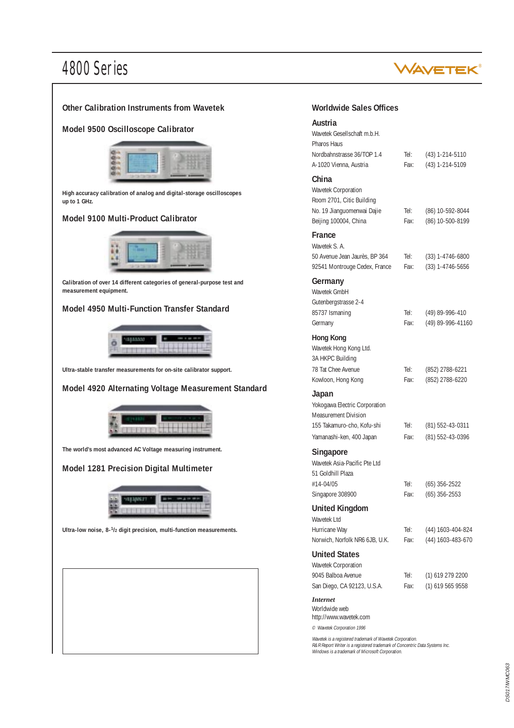# 4800 Series

WAVETEK®

## Other Calibration Instruments from Wavetek

### Model 9500 Oscilloscope Calibrator

**High accuracy calibration of analog and digital-storage oscilloscopes up to 1 GHz.**

### Model 9100 Multi-Product Calibrator

**Calibration of over 14 different categories of general-purpose test and measurement equipment.**

### Model 4950 Multi-Function Transfer Standard

**Ultra-stable transfer measurements for on-site calibrator support.**

### Model 4920 Alternating Voltage Measurement Standard

**The world's most advanced AC Voltage measuring instrument.**

### Model 1281 Precision Digital Multimeter

**Ultra-low noise, 8-1/2 digit precision, multi-function measurements.**

## Worldwide Sales Offices

### Austria

Wavetek Gesellschaft m.b.H.
Pharos Haus
Nordbahnstrasse 36/TOP 1.4 — Tel: (43) 1-214-5110
A-1020 Vienna, Austria — Fax: (43) 1-214-5109

### China

Wavetek Corporation
Room 2701, Citic Building
No. 19 Jianguomenwai Dajie — Tel: (86) 10-592-8044
Beijing 100004, China — Fax: (86) 10-500-8199

### France

Wavetek S. A.
50 Avenue Jean Jaurès, BP 364 — Tel: (33) 1-4746-6800
92541 Montrouge Cedex, France — Fax: (33) 1-4746-5656

### Germany

Wavetek GmbH
Gutenbergstrasse 2-4
85737 Ismaning — Tel: (49) 89-996-410
Germany — Fax: (49) 89-996-41160

### Hong Kong

Wavetek Hong Kong Ltd.
3A HKPC Building
78 Tat Chee Avenue — Tel: (852) 2788-6221
Kowloon, Hong Kong — Fax: (852) 2788-6220

### Japan

Yokogawa Electric Corporation
Measurement Division
155 Takamuro-cho, Kofu-shi — Tel: (81) 552-43-0311
Yamanashi-ken, 400 Japan — Fax: (81) 552-43-0396

### Singapore

Wavetek Asia-Pacific Pte Ltd
51 Goldhill Plaza
#14-04/05 — Tel: (65) 356-2522
Singapore 308900 — Fax: (65) 356-2553

### United Kingdom

Wavetek Ltd
Hurricane Way — Tel: (44) 1603-404-824
Norwich, Norfolk NR6 6JB, U.K. — Fax: (44) 1603-483-670

### United States

Wavetek Corporation
9045 Balboa Avenue — Tel: (1) 619 279 2200
San Diego, CA 92123, U.S.A. — Fax: (1) 619 565 9558

*Internet*
Worldwide web
http://www.wavetek.com

*© Wavetek Corporation 1996*

*Wavetek is a registered trademark of Wavetek Corporation.*
*R&R Report Writer is a registered trademark of Concentric Data Systems Inc.*
*Windows is a trademark of Microsoft Corporation.*

*DS017/WMC063*